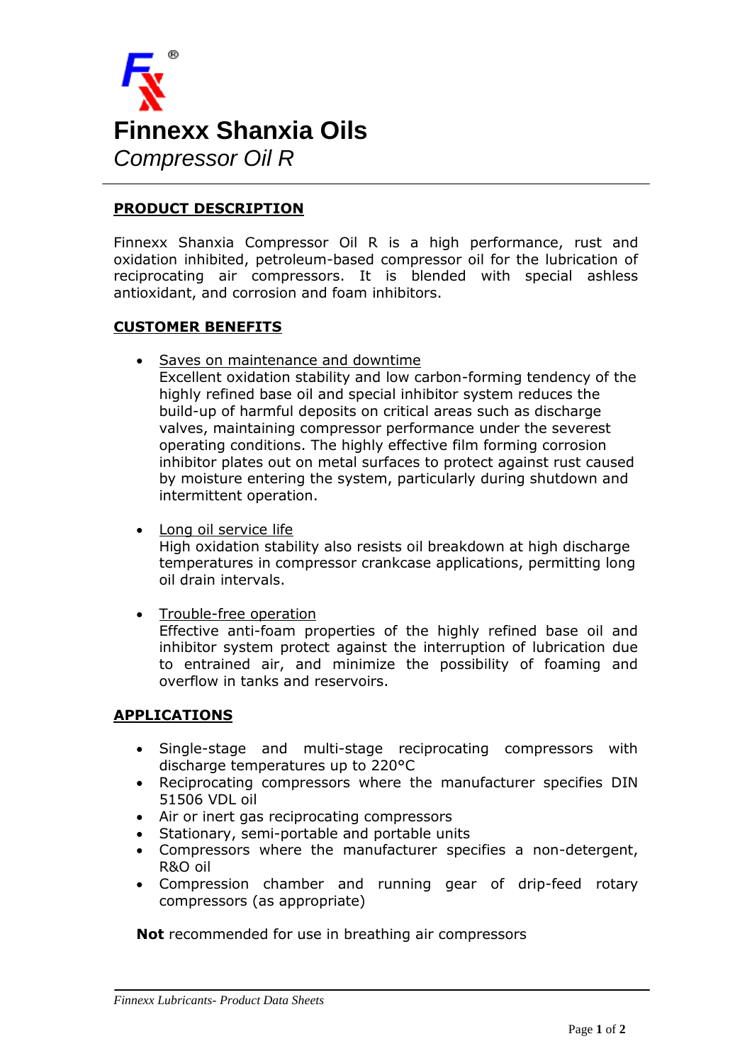# Finnexx Shanxia Oils

*Compressor Oil R*

## PRODUCT DESCRIPTION

Finnexx Shanxia Compressor Oil R is a high performance, rust and oxidation inhibited, petroleum-based compressor oil for the lubrication of reciprocating air compressors. It is blended with special ashless antioxidant, and corrosion and foam inhibitors.

## CUSTOMER BENEFITS

- Saves on maintenance and downtime
  Excellent oxidation stability and low carbon-forming tendency of the highly refined base oil and special inhibitor system reduces the build-up of harmful deposits on critical areas such as discharge valves, maintaining compressor performance under the severest operating conditions. The highly effective film forming corrosion inhibitor plates out on metal surfaces to protect against rust caused by moisture entering the system, particularly during shutdown and intermittent operation.

- Long oil service life
  High oxidation stability also resists oil breakdown at high discharge temperatures in compressor crankcase applications, permitting long oil drain intervals.

- Trouble-free operation
  Effective anti-foam properties of the highly refined base oil and inhibitor system protect against the interruption of lubrication due to entrained air, and minimize the possibility of foaming and overflow in tanks and reservoirs.

## APPLICATIONS

- Single-stage and multi-stage reciprocating compressors with discharge temperatures up to 220°C
- Reciprocating compressors where the manufacturer specifies DIN 51506 VDL oil
- Air or inert gas reciprocating compressors
- Stationary, semi-portable and portable units
- Compressors where the manufacturer specifies a non-detergent, R&O oil
- Compression chamber and running gear of drip-feed rotary compressors (as appropriate)

**Not** recommended for use in breathing air compressors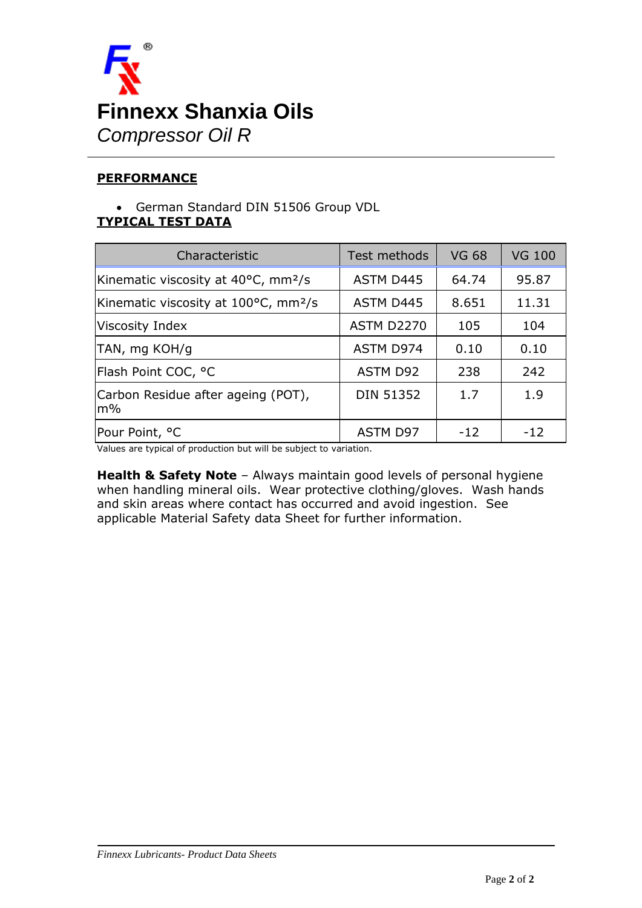# Finnexx Shanxia Oils

*Compressor Oil R*

## PERFORMANCE

- German Standard DIN 51506 Group VDL

## TYPICAL TEST DATA

| Characteristic | Test methods | VG 68 | VG 100 |
|---|---|---|---|
| Kinematic viscosity at 40°C, $mm^2/s$ | ASTM D445 | 64.74 | 95.87 |
| Kinematic viscosity at 100°C, $mm^2/s$ | ASTM D445 | 8.651 | 11.31 |
| Viscosity Index | ASTM D2270 | 105 | 104 |
| TAN, mg KOH/g | ASTM D974 | 0.10 | 0.10 |
| Flash Point COC, °C | ASTM D92 | 238 | 242 |
| Carbon Residue after ageing (POT), m% | DIN 51352 | 1.7 | 1.9 |
| Pour Point, °C | ASTM D97 | -12 | -12 |

Values are typical of production but will be subject to variation.

**Health & Safety Note** – Always maintain good levels of personal hygiene when handling mineral oils. Wear protective clothing/gloves. Wash hands and skin areas where contact has occurred and avoid ingestion. See applicable Material Safety data Sheet for further information.